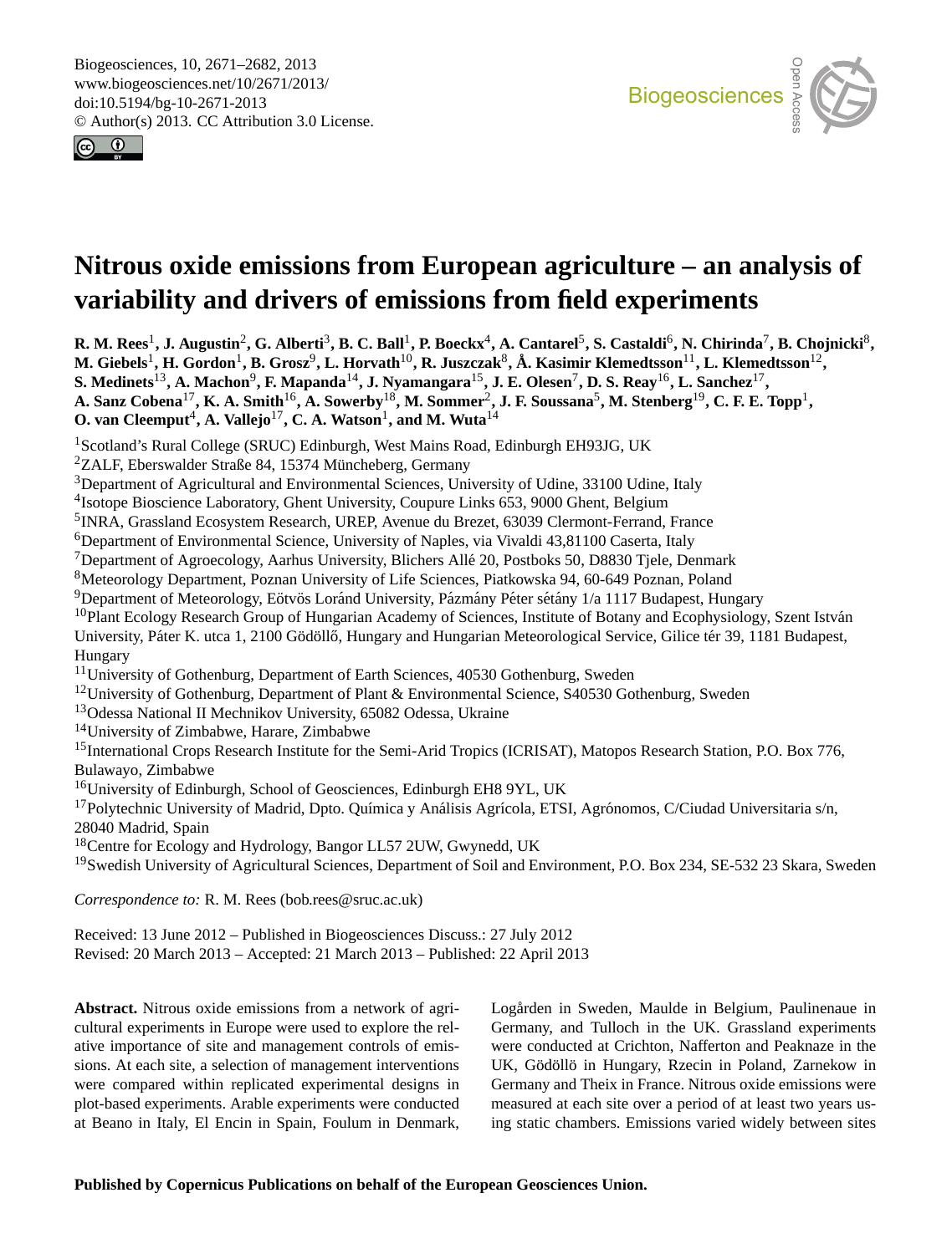# Nitrous oxide emissions from European agriculture – an analysis of variability and drivers of emissions from field experiments

**R. M. Rees**[1], **J. Augustin**[2], **G. Alberti**[3], **B. C. Ball**[1], **P. Boeckx**[4], **A. Cantarel**[5], **S. Castaldi**[6], **N. Chirinda**[7], **B. Chojnicki**[8], **M. Giebels**[1], **H. Gordon**[1], **B. Grosz**[9], **L. Horvath**[10], **R. Juszczak**[8], **Å. Kasimir Klemedtsson**[11], **L. Klemedtsson**[12], **S. Medinets**[13], **A. Machon**[9], **F. Mapanda**[14], **J. Nyamangara**[15], **J. E. Olesen**[7], **D. S. Reay**[16], **L. Sanchez**[17], **A. Sanz Cobena**[17], **K. A. Smith**[16], **A. Sowerby**[18], **M. Sommer**[2], **J. F. Soussana**[5], **M. Stenberg**[19], **C. F. E. Topp**[1], **O. van Cleemput**[4], **A. Vallejo**[17], **C. A. Watson**[1], and **M. Wuta**[14]

[1]Scotland's Rural College (SRUC) Edinburgh, West Mains Road, Edinburgh EH93JG, UK
[2]ZALF, Eberswalder Straße 84, 15374 Müncheberg, Germany
[3]Department of Agricultural and Environmental Sciences, University of Udine, 33100 Udine, Italy
[4]Isotope Bioscience Laboratory, Ghent University, Coupure Links 653, 9000 Ghent, Belgium
[5]INRA, Grassland Ecosystem Research, UREP, Avenue du Brezet, 63039 Clermont-Ferrand, France
[6]Department of Environmental Science, University of Naples, via Vivaldi 43,81100 Caserta, Italy
[7]Department of Agroecology, Aarhus University, Blichers Allé 20, Postboks 50, D8830 Tjele, Denmark
[8]Meteorology Department, Poznan University of Life Sciences, Piatkowska 94, 60-649 Poznan, Poland
[9]Department of Meteorology, Eötvös Loránd University, Pázmány Péter sétány 1/a 1117 Budapest, Hungary
[10]Plant Ecology Research Group of Hungarian Academy of Sciences, Institute of Botany and Ecophysiology, Szent István University, Páter K. utca 1, 2100 Gödöllő, Hungary and Hungarian Meteorological Service, Gilice tér 39, 1181 Budapest, Hungary
[11]University of Gothenburg, Department of Earth Sciences, 40530 Gothenburg, Sweden
[12]University of Gothenburg, Department of Plant & Environmental Science, S40530 Gothenburg, Sweden
[13]Odessa National II Mechnikov University, 65082 Odessa, Ukraine
[14]University of Zimbabwe, Harare, Zimbabwe
[15]International Crops Research Institute for the Semi-Arid Tropics (ICRISAT), Matopos Research Station, P.O. Box 776, Bulawayo, Zimbabwe
[16]University of Edinburgh, School of Geosciences, Edinburgh EH8 9YL, UK
[17]Polytechnic University of Madrid, Dpto. Química y Análisis Agrícola, ETSI, Agrónomos, C/Ciudad Universitaria s/n, 28040 Madrid, Spain
[18]Centre for Ecology and Hydrology, Bangor LL57 2UW, Gwynedd, UK
[19]Swedish University of Agricultural Sciences, Department of Soil and Environment, P.O. Box 234, SE-532 23 Skara, Sweden

*Correspondence to:* R. M. Rees (bob.rees@sruc.ac.uk)

Received: 13 June 2012 – Published in Biogeosciences Discuss.: 27 July 2012
Revised: 20 March 2013 – Accepted: 21 March 2013 – Published: 22 April 2013

**Abstract.** Nitrous oxide emissions from a network of agricultural experiments in Europe were used to explore the relative importance of site and management controls of emissions. At each site, a selection of management interventions were compared within replicated experimental designs in plot-based experiments. Arable experiments were conducted at Beano in Italy, El Encin in Spain, Foulum in Denmark, Logården in Sweden, Maulde in Belgium, Paulinenaue in Germany, and Tulloch in the UK. Grassland experiments were conducted at Crichton, Nafferton and Peaknaze in the UK, Gödöllö in Hungary, Rzecin in Poland, Zarnekow in Germany and Theix in France. Nitrous oxide emissions were measured at each site over a period of at least two years using static chambers. Emissions varied widely between sites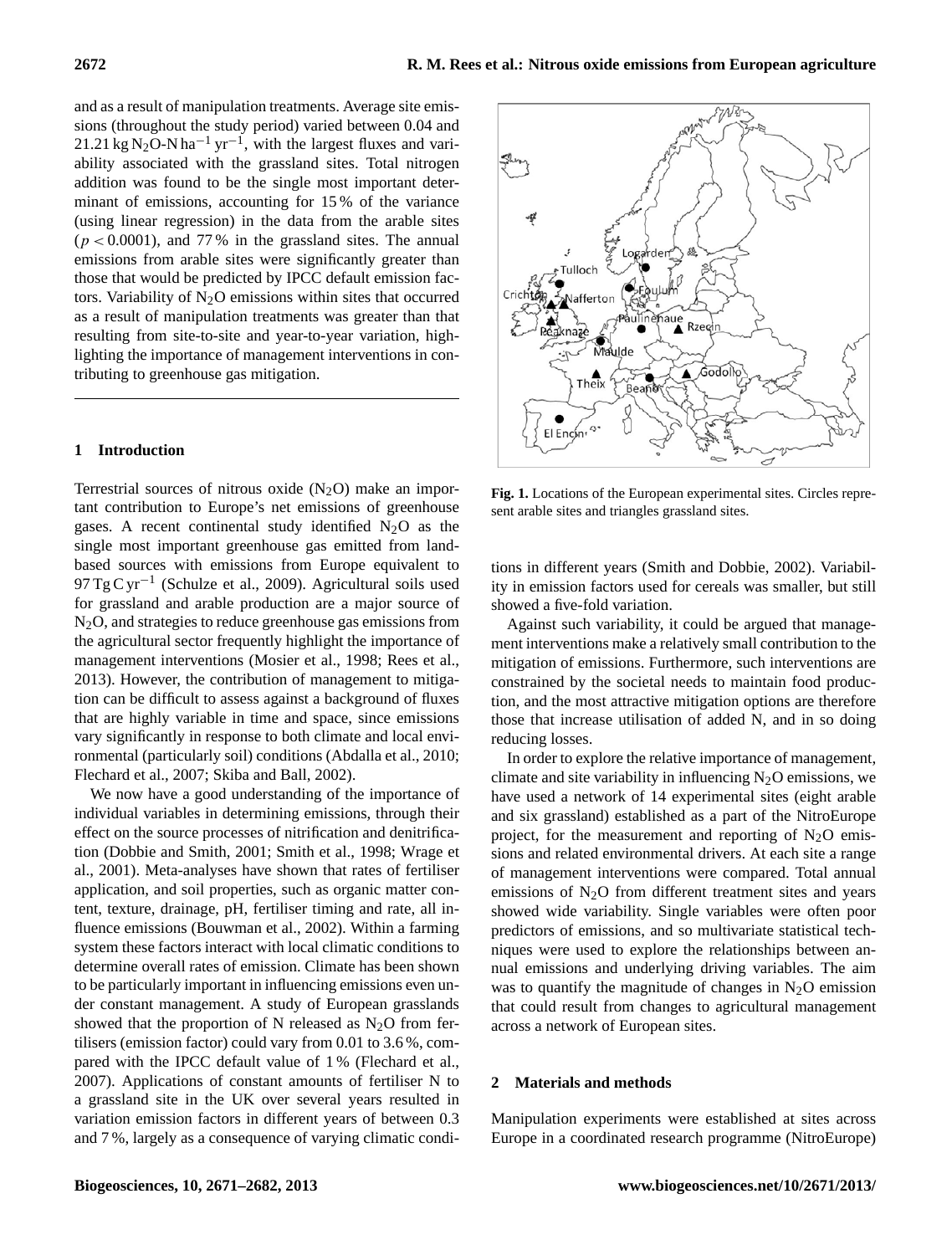and as a result of manipulation treatments. Average site emissions (throughout the study period) varied between 0.04 and 21.21 kg $N_2O$-N $ha^{-1}$ $yr^{-1}$, with the largest fluxes and variability associated with the grassland sites. Total nitrogen addition was found to be the single most important determinant of emissions, accounting for 15 % of the variance (using linear regression) in the data from the arable sites ($p < 0.0001$), and 77 % in the grassland sites. The annual emissions from arable sites were significantly greater than those that would be predicted by IPCC default emission factors. Variability of $N_2O$ emissions within sites that occurred as a result of manipulation treatments was greater than that resulting from site-to-site and year-to-year variation, highlighting the importance of management interventions in contributing to greenhouse gas mitigation.

## 1 Introduction

Terrestrial sources of nitrous oxide ($N_2O$) make an important contribution to Europe's net emissions of greenhouse gases. A recent continental study identified $N_2O$ as the single most important greenhouse gas emitted from land-based sources with emissions from Europe equivalent to 97 Tg C $yr^{-1}$ (Schulze et al., 2009). Agricultural soils used for grassland and arable production are a major source of $N_2O$, and strategies to reduce greenhouse gas emissions from the agricultural sector frequently highlight the importance of management interventions (Mosier et al., 1998; Rees et al., 2013). However, the contribution of management to mitigation can be difficult to assess against a background of fluxes that are highly variable in time and space, since emissions vary significantly in response to both climate and local environmental (particularly soil) conditions (Abdalla et al., 2010; Flechard et al., 2007; Skiba and Ball, 2002).

We now have a good understanding of the importance of individual variables in determining emissions, through their effect on the source processes of nitrification and denitrification (Dobbie and Smith, 2001; Smith et al., 1998; Wrage et al., 2001). Meta-analyses have shown that rates of fertiliser application, and soil properties, such as organic matter content, texture, drainage, pH, fertiliser timing and rate, all influence emissions (Bouwman et al., 2002). Within a farming system these factors interact with local climatic conditions to determine overall rates of emission. Climate has been shown to be particularly important in influencing emissions even under constant management. A study of European grasslands showed that the proportion of N released as $N_2O$ from fertilisers (emission factor) could vary from 0.01 to 3.6 %, compared with the IPCC default value of 1 % (Flechard et al., 2007). Applications of constant amounts of fertiliser N to a grassland site in the UK over several years resulted in variation emission factors in different years of between 0.3 and 7 %, largely as a consequence of varying climatic conditions in different years (Smith and Dobbie, 2002). Variability in emission factors used for cereals was smaller, but still showed a five-fold variation.

**Fig. 1.** Locations of the European experimental sites. Circles represent arable sites and triangles grassland sites.

Against such variability, it could be argued that management interventions make a relatively small contribution to the mitigation of emissions. Furthermore, such interventions are constrained by the societal needs to maintain food production, and the most attractive mitigation options are therefore those that increase utilisation of added N, and in so doing reducing losses.

In order to explore the relative importance of management, climate and site variability in influencing $N_2O$ emissions, we have used a network of 14 experimental sites (eight arable and six grassland) established as a part of the NitroEurope project, for the measurement and reporting of $N_2O$ emissions and related environmental drivers. At each site a range of management interventions were compared. Total annual emissions of $N_2O$ from different treatment sites and years showed wide variability. Single variables were often poor predictors of emissions, and so multivariate statistical techniques were used to explore the relationships between annual emissions and underlying driving variables. The aim was to quantify the magnitude of changes in $N_2O$ emission that could result from changes to agricultural management across a network of European sites.

## 2 Materials and methods

Manipulation experiments were established at sites across Europe in a coordinated research programme (NitroEurope)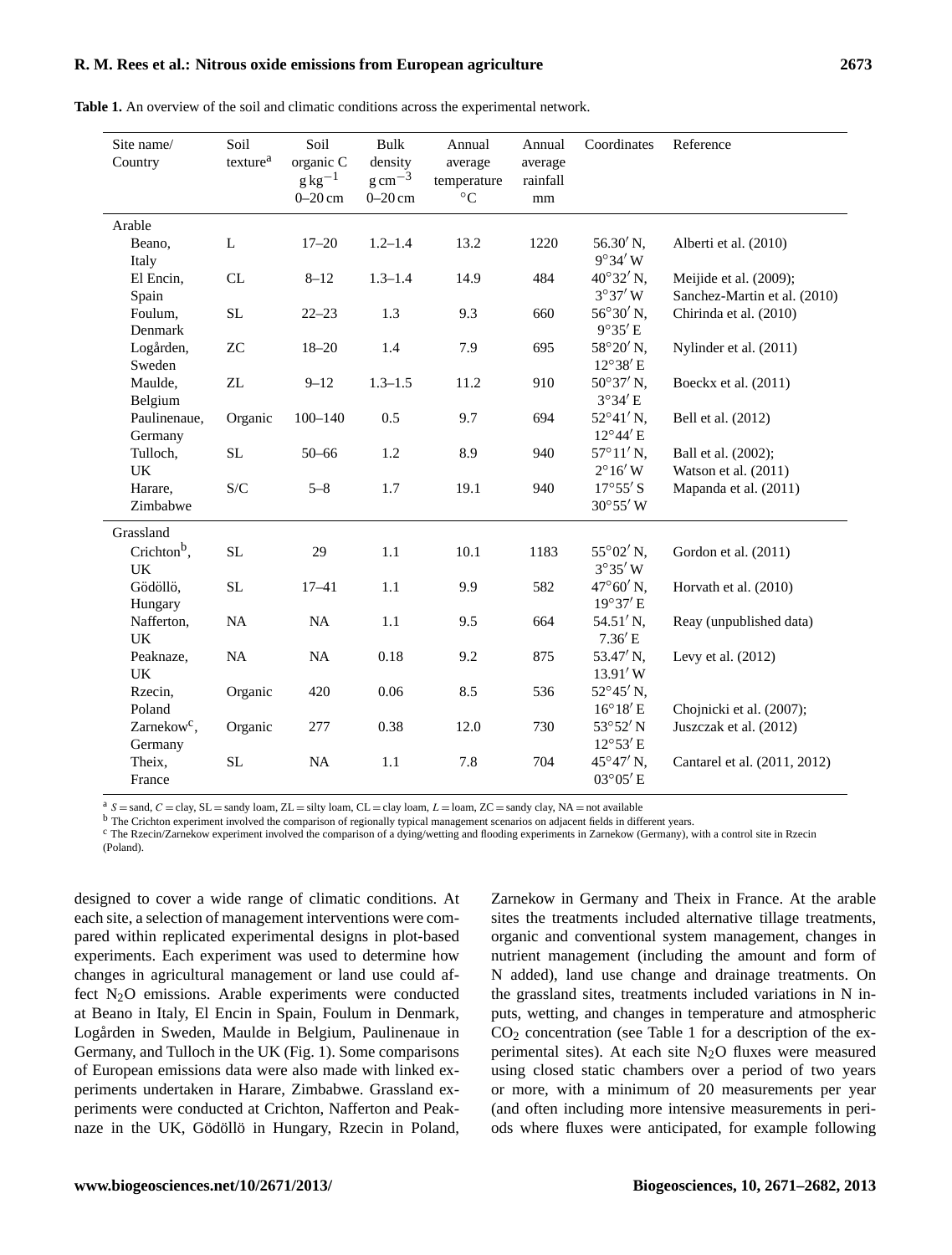**Table 1.** An overview of the soil and climatic conditions across the experimental network.

| Site name/ Country | Soil texture[a] | Soil organic C $g\,kg^{-1}$ 0–20 cm | Bulk density $g\,cm^{-3}$ 0–20 cm | Annual average temperature °C | Annual average rainfall mm | Coordinates | Reference |
|---|---|---|---|---|---|---|---|
| **Arable** | | | | | | | |
| Beano, Italy | L | 17–20 | 1.2–1.4 | 13.2 | 1220 | 56.30′ N, 9°34′ W | Alberti et al. (2010) |
| El Encin, Spain | CL | 8–12 | 1.3–1.4 | 14.9 | 484 | 40°32′ N, 3°37′ W | Meijide et al. (2009); Sanchez-Martin et al. (2010) |
| Foulum, Denmark | SL | 22–23 | 1.3 | 9.3 | 660 | 56°30′ N, 9°35′ E | Chirinda et al. (2010) |
| Logården, Sweden | ZC | 18–20 | 1.4 | 7.9 | 695 | 58°20′ N, 12°38′ E | Nylinder et al. (2011) |
| Maulde, Belgium | ZL | 9–12 | 1.3–1.5 | 11.2 | 910 | 50°37′ N, 3°34′ E | Boeckx et al. (2011) |
| Paulinenaue, Germany | Organic | 100–140 | 0.5 | 9.7 | 694 | 52°41′ N, 12°44′ E | Bell et al. (2012) |
| Tulloch, UK | SL | 50–66 | 1.2 | 8.9 | 940 | 57°11′ N, 2°16′ W | Ball et al. (2002); Watson et al. (2011) |
| Harare, Zimbabwe | S/C | 5–8 | 1.7 | 19.1 | 940 | 17°55′ S 30°55′ W | Mapanda et al. (2011) |
| **Grassland** | | | | | | | |
| Crichton[b], UK | SL | 29 | 1.1 | 10.1 | 1183 | 55°02′ N, 3°35′ W | Gordon et al. (2011) |
| Gödöllö, Hungary | SL | 17–41 | 1.1 | 9.9 | 582 | 47°60′ N, 19°37′ E | Horvath et al. (2010) |
| Nafferton, UK | NA | NA | 1.1 | 9.5 | 664 | 54.51′ N, 7.36′ E | Reay (unpublished data) |
| Peaknaze, UK | NA | NA | 0.18 | 9.2 | 875 | 53.47′ N, 13.91′ W | Levy et al. (2012) |
| Rzecin, Poland | Organic | 420 | 0.06 | 8.5 | 536 | 52°45′ N, 16°18′ E | Chojnicki et al. (2007); |
| Zarnekow[c], Germany | Organic | 277 | 0.38 | 12.0 | 730 | 53°52′ N 12°53′ E | Juszczak et al. (2012) |
| Theix, France | SL | NA | 1.1 | 7.8 | 704 | 45°47′ N, 03°05′ E | Cantarel et al. (2011, 2012) |

[a] S = sand, C = clay, SL = sandy loam, ZL = silty loam, CL = clay loam, L = loam, ZC = sandy clay, NA = not available
[b] The Crichton experiment involved the comparison of regionally typical management scenarios on adjacent fields in different years.
[c] The Rzecin/Zarnekow experiment involved the comparison of a dying/wetting and flooding experiments in Zarnekow (Germany), with a control site in Rzecin (Poland).

designed to cover a wide range of climatic conditions. At each site, a selection of management interventions were compared within replicated experimental designs in plot-based experiments. Each experiment was used to determine how changes in agricultural management or land use could affect $N_2O$ emissions. Arable experiments were conducted at Beano in Italy, El Encin in Spain, Foulum in Denmark, Logården in Sweden, Maulde in Belgium, Paulinenaue in Germany, and Tulloch in the UK (Fig. 1). Some comparisons of European emissions data were also made with linked experiments undertaken in Harare, Zimbabwe. Grassland experiments were conducted at Crichton, Nafferton and Peaknaze in the UK, Gödöllö in Hungary, Rzecin in Poland, Zarnekow in Germany and Theix in France. At the arable sites the treatments included alternative tillage treatments, organic and conventional system management, changes in nutrient management (including the amount and form of N added), land use change and drainage treatments. On the grassland sites, treatments included variations in N inputs, wetting, and changes in temperature and atmospheric $CO_2$ concentration (see Table 1 for a description of the experimental sites). At each site $N_2O$ fluxes were measured using closed static chambers over a period of two years or more, with a minimum of 20 measurements per year (and often including more intensive measurements in periods where fluxes were anticipated, for example following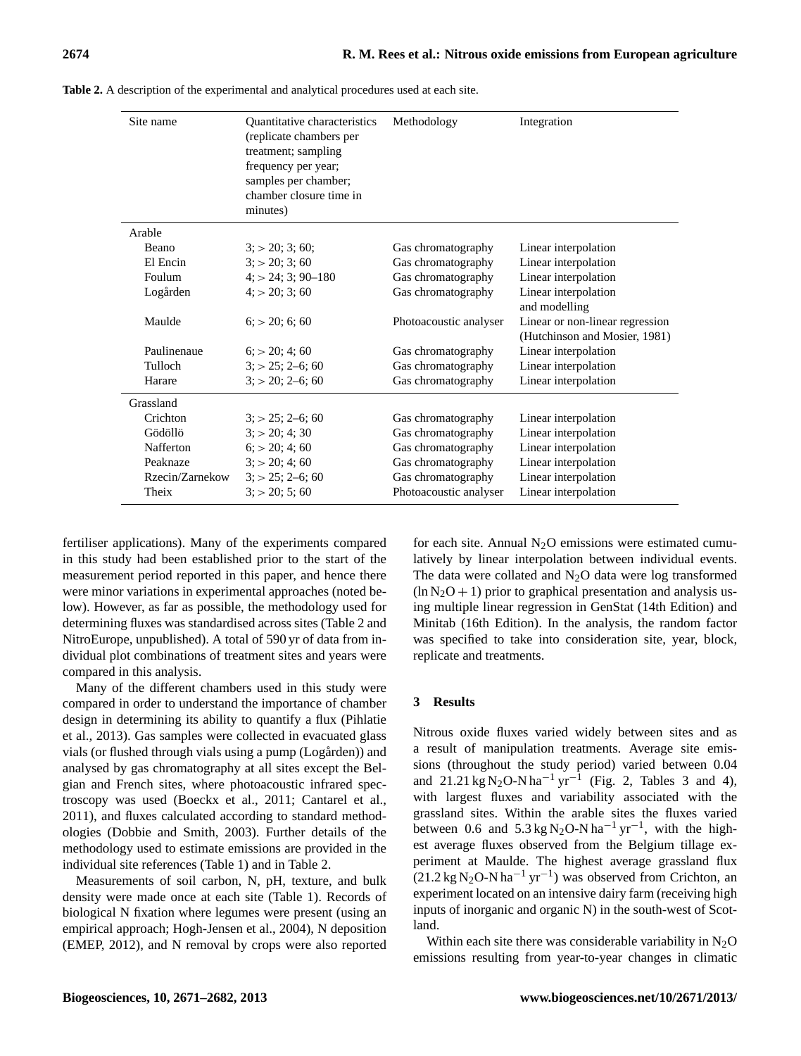**Table 2.** A description of the experimental and analytical procedures used at each site.

| Site name | Quantitative characteristics (replicate chambers per treatment; sampling frequency per year; samples per chamber; chamber closure time in minutes) | Methodology | Integration |
|---|---|---|---|
| Arable | | | |
| Beano | 3; > 20; 3; 60; | Gas chromatography | Linear interpolation |
| El Encin | 3; > 20; 3; 60 | Gas chromatography | Linear interpolation |
| Foulum | 4; > 24; 3; 90–180 | Gas chromatography | Linear interpolation |
| Logården | 4; > 20; 3; 60 | Gas chromatography | Linear interpolation and modelling |
| Maulde | 6; > 20; 6; 60 | Photoacoustic analyser | Linear or non-linear regression (Hutchinson and Mosier, 1981) |
| Paulinenaue | 6; > 20; 4; 60 | Gas chromatography | Linear interpolation |
| Tulloch | 3; > 25; 2–6; 60 | Gas chromatography | Linear interpolation |
| Harare | 3; > 20; 2–6; 60 | Gas chromatography | Linear interpolation |
| Grassland | | | |
| Crichton | 3; > 25; 2–6; 60 | Gas chromatography | Linear interpolation |
| Gödöllö | 3; > 20; 4; 30 | Gas chromatography | Linear interpolation |
| Nafferton | 6; > 20; 4; 60 | Gas chromatography | Linear interpolation |
| Peaknaze | 3; > 20; 4; 60 | Gas chromatography | Linear interpolation |
| Rzecin/Zarnekow | 3; > 25; 2–6; 60 | Gas chromatography | Linear interpolation |
| Theix | 3; > 20; 5; 60 | Photoacoustic analyser | Linear interpolation |

fertiliser applications). Many of the experiments compared in this study had been established prior to the start of the measurement period reported in this paper, and hence there were minor variations in experimental approaches (noted below). However, as far as possible, the methodology used for determining fluxes was standardised across sites (Table 2 and NitroEurope, unpublished). A total of 590 yr of data from individual plot combinations of treatment sites and years were compared in this analysis.

Many of the different chambers used in this study were compared in order to understand the importance of chamber design in determining its ability to quantify a flux (Pihlatie et al., 2013). Gas samples were collected in evacuated glass vials (or flushed through vials using a pump (Logården)) and analysed by gas chromatography at all sites except the Belgian and French sites, where photoacoustic infrared spectroscopy was used (Boeckx et al., 2011; Cantarel et al., 2011), and fluxes calculated according to standard methodologies (Dobbie and Smith, 2003). Further details of the methodology used to estimate emissions are provided in the individual site references (Table 1) and in Table 2.

Measurements of soil carbon, N, pH, texture, and bulk density were made once at each site (Table 1). Records of biological N fixation where legumes were present (using an empirical approach; Hogh-Jensen et al., 2004), N deposition (EMEP, 2012), and N removal by crops were also reported for each site. Annual $N_2O$ emissions were estimated cumulatively by linear interpolation between individual events. The data were collated and $N_2O$ data were log transformed $(\ln N_2O + 1)$ prior to graphical presentation and analysis using multiple linear regression in GenStat (14th Edition) and Minitab (16th Edition). In the analysis, the random factor was specified to take into consideration site, year, block, replicate and treatments.

## 3 Results

Nitrous oxide fluxes varied widely between sites and as a result of manipulation treatments. Average site emissions (throughout the study period) varied between 0.04 and 21.21 kg $N_2O$-N $ha^{-1}$ $yr^{-1}$ (Fig. 2, Tables 3 and 4), with largest fluxes and variability associated with the grassland sites. Within the arable sites the fluxes varied between 0.6 and 5.3 kg $N_2O$-N $ha^{-1}$ $yr^{-1}$, with the highest average fluxes observed from the Belgium tillage experiment at Maulde. The highest average grassland flux (21.2 kg $N_2O$-N $ha^{-1}$ $yr^{-1}$) was observed from Crichton, an experiment located on an intensive dairy farm (receiving high inputs of inorganic and organic N) in the south-west of Scotland.

Within each site there was considerable variability in $N_2O$ emissions resulting from year-to-year changes in climatic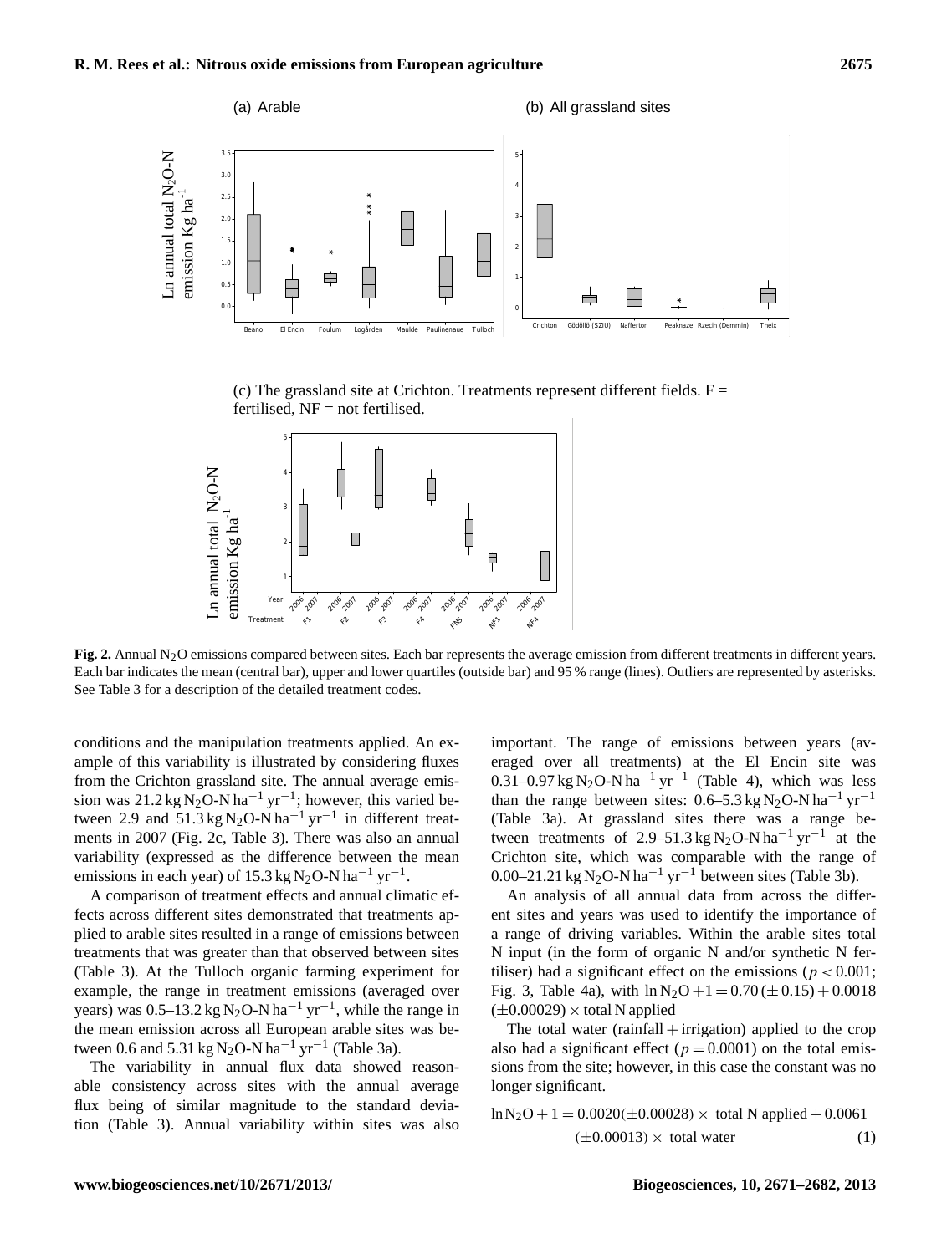(a) Arable

(b) All grassland sites

(c) The grassland site at Crichton. Treatments represent different fields. F = fertilised, NF = not fertilised.

**Fig. 2.** Annual $N_2O$ emissions compared between sites. Each bar represents the average emission from different treatments in different years. Each bar indicates the mean (central bar), upper and lower quartiles (outside bar) and 95 % range (lines). Outliers are represented by asterisks. See Table 3 for a description of the detailed treatment codes.

conditions and the manipulation treatments applied. An example of this variability is illustrated by considering fluxes from the Crichton grassland site. The annual average emission was 21.2 kg $N_2O$-N $ha^{-1}$ $yr^{-1}$; however, this varied between 2.9 and 51.3 kg $N_2O$-N $ha^{-1}$ $yr^{-1}$ in different treatments in 2007 (Fig. 2c, Table 3). There was also an annual variability (expressed as the difference between the mean emissions in each year) of 15.3 kg $N_2O$-N $ha^{-1}$ $yr^{-1}$.

A comparison of treatment effects and annual climatic effects across different sites demonstrated that treatments applied to arable sites resulted in a range of emissions between treatments that was greater than that observed between sites (Table 3). At the Tulloch organic farming experiment for example, the range in treatment emissions (averaged over years) was 0.5–13.2 kg $N_2O$-N $ha^{-1}$ $yr^{-1}$, while the range in the mean emission across all European arable sites was between 0.6 and 5.31 kg $N_2O$-N $ha^{-1}$ $yr^{-1}$ (Table 3a).

The variability in annual flux data showed reasonable consistency across sites with the annual average flux being of similar magnitude to the standard deviation (Table 3). Annual variability within sites was also important. The range of emissions between years (averaged over all treatments) at the El Encin site was 0.31–0.97 kg $N_2O$-N $ha^{-1}$ $yr^{-1}$ (Table 4), which was less than the range between sites: 0.6–5.3 kg $N_2O$-N $ha^{-1}$ $yr^{-1}$ (Table 3a). At grassland sites there was a range between treatments of 2.9–51.3 kg $N_2O$-N $ha^{-1}$ $yr^{-1}$ at the Crichton site, which was comparable with the range of 0.00–21.21 kg $N_2O$-N $ha^{-1}$ $yr^{-1}$ between sites (Table 3b).

An analysis of all annual data from across the different sites and years was used to identify the importance of a range of driving variables. Within the arable sites total N input (in the form of organic N and/or synthetic N fertiliser) had a significant effect on the emissions ($p < 0.001$; Fig. 3, Table 4a), with $\ln N_2O + 1 = 0.70\,(\pm 0.15) + 0.0018\,(\pm 0.00029) \times$ total N applied

The total water (rainfall + irrigation) applied to the crop also had a significant effect ($p = 0.0001$) on the total emissions from the site; however, in this case the constant was no longer significant.

$$\ln N_2O + 1 = 0.0020(\pm 0.00028) \times \text{ total N applied} + 0.0061 (\pm 0.00013) \times \text{ total water} \quad (1)$$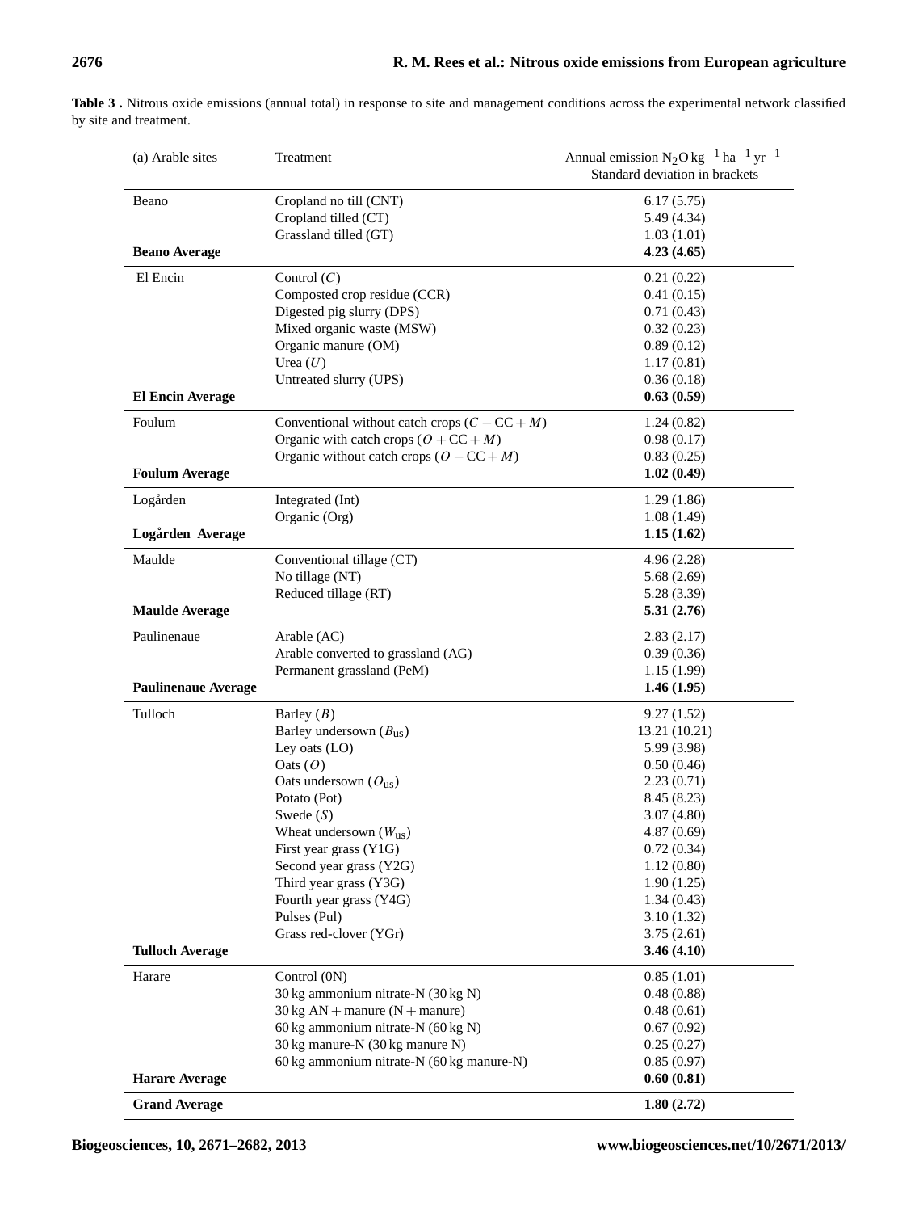**Table 3 .** Nitrous oxide emissions (annual total) in response to site and management conditions across the experimental network classified by site and treatment.

| (a) Arable sites | Treatment | Annual emission $N_2O$ kg$^{-1}$ ha$^{-1}$ yr$^{-1}$ Standard deviation in brackets |
|---|---|---|
| Beano | Cropland no till (CNT) | 6.17 (5.75) |
| | Cropland tilled (CT) | 5.49 (4.34) |
| | Grassland tilled (GT) | 1.03 (1.01) |
| **Beano Average** | | **4.23 (4.65)** |
| El Encin | Control ($C$) | 0.21 (0.22) |
| | Composted crop residue (CCR) | 0.41 (0.15) |
| | Digested pig slurry (DPS) | 0.71 (0.43) |
| | Mixed organic waste (MSW) | 0.32 (0.23) |
| | Organic manure (OM) | 0.89 (0.12) |
| | Urea ($U$) | 1.17 (0.81) |
| | Untreated slurry (UPS) | 0.36 (0.18) |
| **El Encin Average** | | **0.63 (0.59)** |
| Foulum | Conventional without catch crops ($C - \mathrm{CC} + M$) | 1.24 (0.82) |
| | Organic with catch crops ($O + \mathrm{CC} + M$) | 0.98 (0.17) |
| | Organic without catch crops ($O - \mathrm{CC} + M$) | 0.83 (0.25) |
| **Foulum Average** | | **1.02 (0.49)** |
| Logården | Integrated (Int) | 1.29 (1.86) |
| | Organic (Org) | 1.08 (1.49) |
| **Logården Average** | | **1.15 (1.62)** |
| Maulde | Conventional tillage (CT) | 4.96 (2.28) |
| | No tillage (NT) | 5.68 (2.69) |
| | Reduced tillage (RT) | 5.28 (3.39) |
| **Maulde Average** | | **5.31 (2.76)** |
| Paulinenaue | Arable (AC) | 2.83 (2.17) |
| | Arable converted to grassland (AG) | 0.39 (0.36) |
| | Permanent grassland (PeM) | 1.15 (1.99) |
| **Paulinenaue Average** | | **1.46 (1.95)** |
| Tulloch | Barley ($B$) | 9.27 (1.52) |
| | Barley undersown ($B_{\mathrm{us}}$) | 13.21 (10.21) |
| | Ley oats (LO) | 5.99 (3.98) |
| | Oats ($O$) | 0.50 (0.46) |
| | Oats undersown ($O_{\mathrm{us}}$) | 2.23 (0.71) |
| | Potato (Pot) | 8.45 (8.23) |
| | Swede ($S$) | 3.07 (4.80) |
| | Wheat undersown ($W_{\mathrm{us}}$) | 4.87 (0.69) |
| | First year grass (Y1G) | 0.72 (0.34) |
| | Second year grass (Y2G) | 1.12 (0.80) |
| | Third year grass (Y3G) | 1.90 (1.25) |
| | Fourth year grass (Y4G) | 1.34 (0.43) |
| | Pulses (Pul) | 3.10 (1.32) |
| | Grass red-clover (YGr) | 3.75 (2.61) |
| **Tulloch Average** | | **3.46 (4.10)** |
| Harare | Control (0N) | 0.85 (1.01) |
| | 30 kg ammonium nitrate-N (30 kg N) | 0.48 (0.88) |
| | 30 kg AN + manure (N + manure) | 0.48 (0.61) |
| | 60 kg ammonium nitrate-N (60 kg N) | 0.67 (0.92) |
| | 30 kg manure-N (30 kg manure N) | 0.25 (0.27) |
| | 60 kg ammonium nitrate-N (60 kg manure-N) | 0.85 (0.97) |
| **Harare Average** | | **0.60 (0.81)** |
| **Grand Average** | | **1.80 (2.72)** |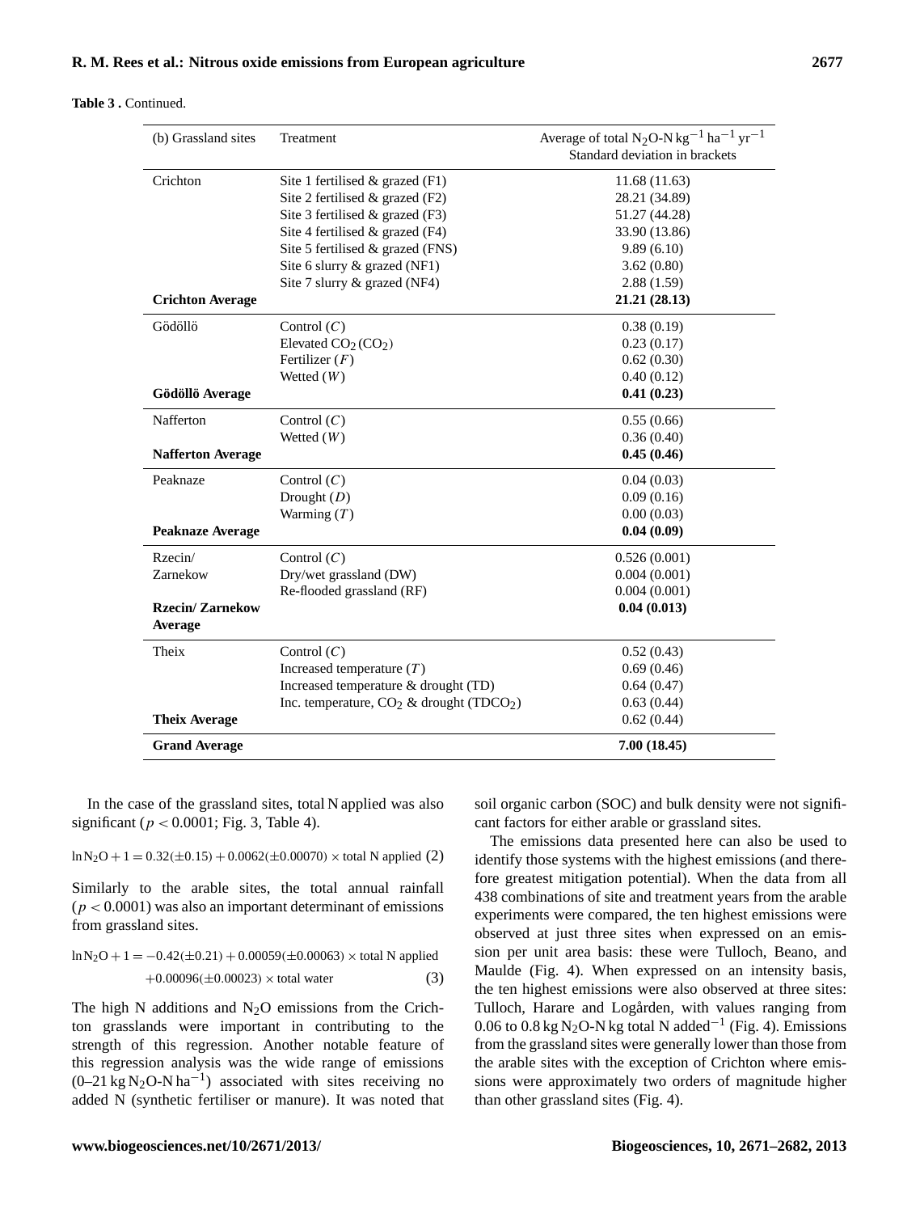**Table 3 .** Continued.

| (b) Grassland sites | Treatment | Average of total $N_2O$-N $kg^{-1}$ $ha^{-1}$ $yr^{-1}$ Standard deviation in brackets |
|---|---|---|
| Crichton | Site 1 fertilised & grazed (F1) | 11.68 (11.63) |
| | Site 2 fertilised & grazed (F2) | 28.21 (34.89) |
| | Site 3 fertilised & grazed (F3) | 51.27 (44.28) |
| | Site 4 fertilised & grazed (F4) | 33.90 (13.86) |
| | Site 5 fertilised & grazed (FNS) | 9.89 (6.10) |
| | Site 6 slurry & grazed (NF1) | 3.62 (0.80) |
| | Site 7 slurry & grazed (NF4) | 2.88 (1.59) |
| **Crichton Average** | | **21.21 (28.13)** |
| Gödöllö | Control ($C$) | 0.38 (0.19) |
| | Elevated $CO_2$ ($CO_2$) | 0.23 (0.17) |
| | Fertilizer ($F$) | 0.62 (0.30) |
| | Wetted ($W$) | 0.40 (0.12) |
| **Gödöllö Average** | | **0.41 (0.23)** |
| Nafferton | Control ($C$) | 0.55 (0.66) |
| | Wetted ($W$) | 0.36 (0.40) |
| **Nafferton Average** | | **0.45 (0.46)** |
| Peaknaze | Control ($C$) | 0.04 (0.03) |
| | Drought ($D$) | 0.09 (0.16) |
| | Warming ($T$) | 0.00 (0.03) |
| **Peaknaze Average** | | **0.04 (0.09)** |
| Rzecin/ Zarnekow | Control ($C$) | 0.526 (0.001) |
| | Dry/wet grassland (DW) | 0.004 (0.001) |
| | Re-flooded grassland (RF) | 0.004 (0.001) |
| **Rzecin/ Zarnekow Average** | | **0.04 (0.013)** |
| Theix | Control ($C$) | 0.52 (0.43) |
| | Increased temperature ($T$) | 0.69 (0.46) |
| | Increased temperature & drought (TD) | 0.64 (0.47) |
| | Inc. temperature, $CO_2$ & drought ($TDCO_2$) | 0.63 (0.44) |
| **Theix Average** | | 0.62 (0.44) |
| **Grand Average** | | **7.00 (18.45)** |

In the case of the grassland sites, total N applied was also significant ($p < 0.0001$; Fig. 3, Table 4).

$$\ln N_2O + 1 = 0.32(\pm 0.15) + 0.0062(\pm 0.00070) \times \text{total N applied} \quad (2)$$

Similarly to the arable sites, the total annual rainfall ($p < 0.0001$) was also an important determinant of emissions from grassland sites.

$$\ln N_2O + 1 = -0.42(\pm 0.21) + 0.00059(\pm 0.00063) \times \text{total N applied} + 0.00096(\pm 0.00023) \times \text{total water} \quad (3)$$

The high N additions and $N_2O$ emissions from the Crichton grasslands were important in contributing to the strength of this regression. Another notable feature of this regression analysis was the wide range of emissions (0–21 kg $N_2O$-N $ha^{-1}$) associated with sites receiving no added N (synthetic fertiliser or manure). It was noted that soil organic carbon (SOC) and bulk density were not significant factors for either arable or grassland sites.

The emissions data presented here can also be used to identify those systems with the highest emissions (and therefore greatest mitigation potential). When the data from all 438 combinations of site and treatment years from the arable experiments were compared, the ten highest emissions were observed at just three sites when expressed on an emission per unit area basis: these were Tulloch, Beano, and Maulde (Fig. 4). When expressed on an intensity basis, the ten highest emissions were also observed at three sites: Tulloch, Harare and Logården, with values ranging from 0.06 to 0.8 kg $N_2O$-N kg total N added$^{-1}$ (Fig. 4). Emissions from the grassland sites were generally lower than those from the arable sites with the exception of Crichton where emissions were approximately two orders of magnitude higher than other grassland sites (Fig. 4).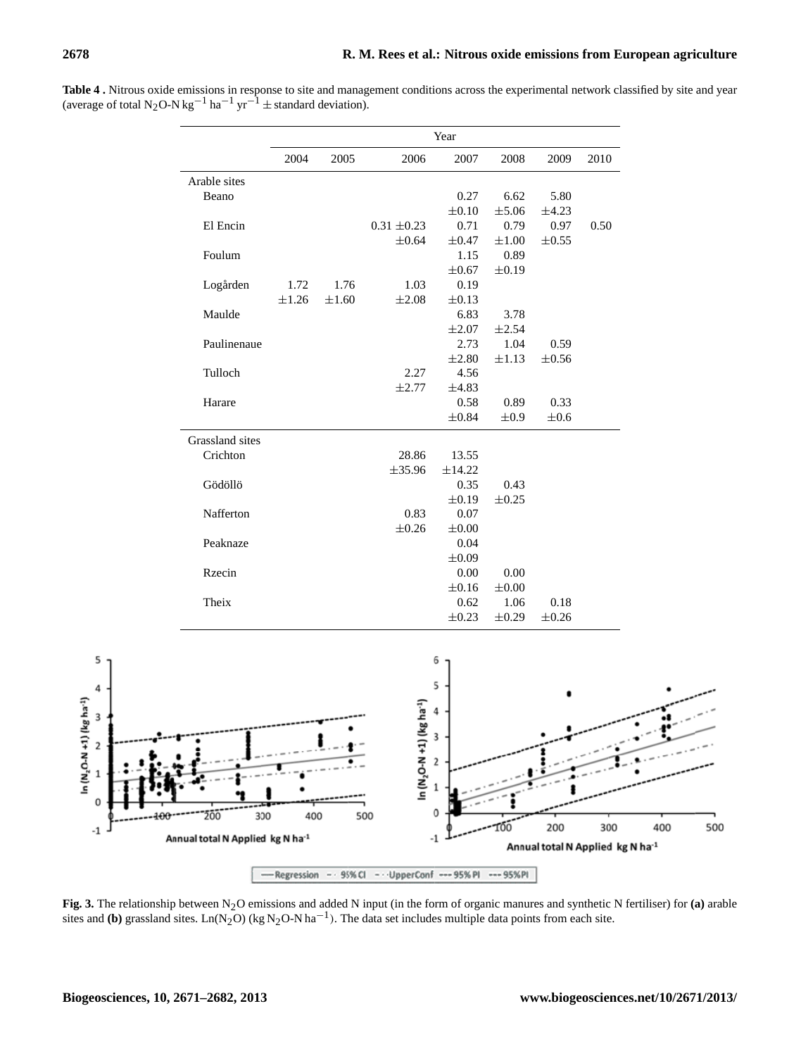**Table 4 .** Nitrous oxide emissions in response to site and management conditions across the experimental network classified by site and year (average of total $N_2O$-N $kg^{-1}$ $ha^{-1}$ $yr^{-1}$ ± standard deviation).

| | Year | | | | | | |
|---|---|---|---|---|---|---|---|
| | 2004 | 2005 | 2006 | 2007 | 2008 | 2009 | 2010 |
| Arable sites | | | | | | | |
| Beano | | | | 0.27 ±0.10 | 6.62 ±5.06 | 5.80 ±4.23 | |
| El Encin | | | 0.31 ±0.23 ±0.64 | 0.71 ±0.47 | 0.79 ±1.00 | 0.97 ±0.55 | 0.50 |
| Foulum | | | | 1.15 ±0.67 | 0.89 ±0.19 | | |
| Logården | 1.72 ±1.26 | 1.76 ±1.60 | 1.03 ±2.08 | 0.19 ±0.13 | | | |
| Maulde | | | | 6.83 ±2.07 | 3.78 ±2.54 | | |
| Paulinenaue | | | | 2.73 ±2.80 | 1.04 ±1.13 | 0.59 ±0.56 | |
| Tulloch | | | 2.27 ±2.77 | 4.56 ±4.83 | | | |
| Harare | | | | 0.58 ±0.84 | 0.89 ±0.9 | 0.33 ±0.6 | |
| Grassland sites | | | | | | | |
| Crichton | | | 28.86 ±35.96 | 13.55 ±14.22 | | | |
| Gödöllö | | | | 0.35 ±0.19 | 0.43 ±0.25 | | |
| Nafferton | | | 0.83 ±0.26 | 0.07 ±0.00 | | | |
| Peaknaze | | | | 0.04 ±0.09 | | | |
| Rzecin | | | | 0.00 ±0.16 | 0.00 ±0.00 | | |
| Theix | | | | 0.62 ±0.23 | 1.06 ±0.29 | 0.18 ±0.26 | |

**Fig. 3.** The relationship between $N_2O$ emissions and added N input (in the form of organic manures and synthetic N fertiliser) for **(a)** arable sites and **(b)** grassland sites. Ln($N_2O$) (kg $N_2O$-N $ha^{-1}$). The data set includes multiple data points from each site.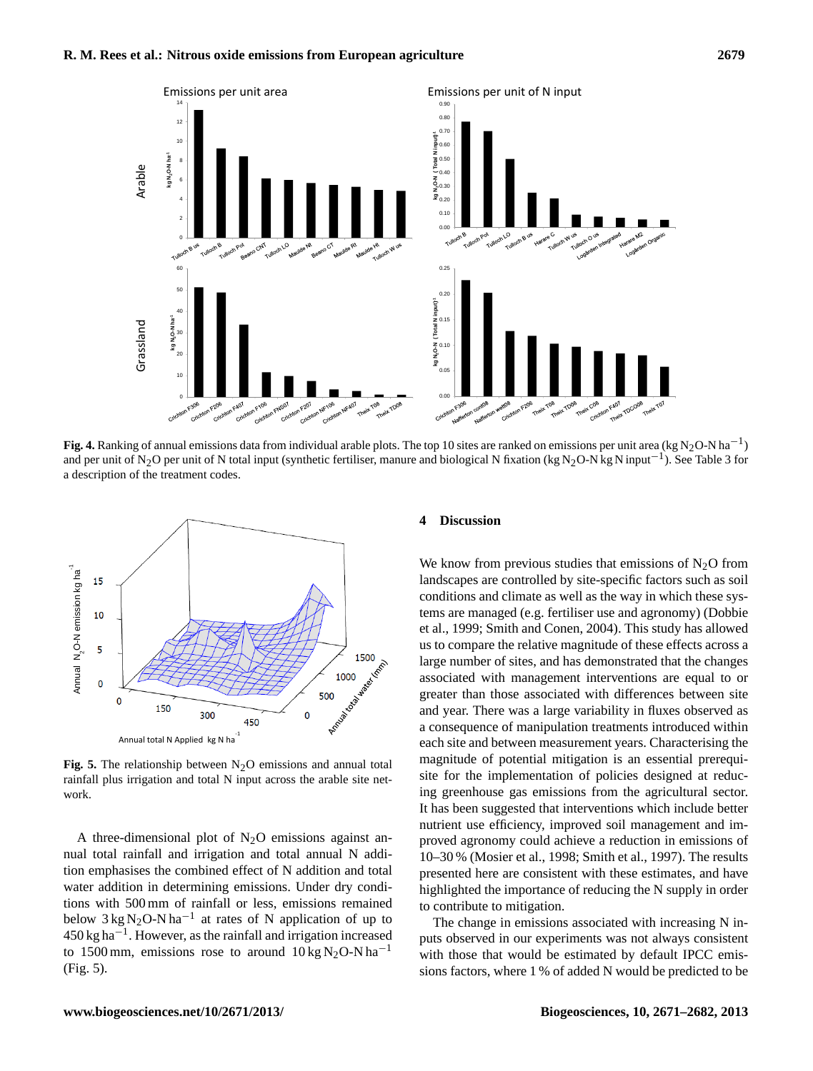**Fig. 4.** Ranking of annual emissions data from individual arable plots. The top 10 sites are ranked on emissions per unit area (kg $N_2O$-N $ha^{-1}$) and per unit of $N_2O$ per unit of N total input (synthetic fertiliser, manure and biological N fixation (kg $N_2O$-N kg N $input^{-1}$). See Table 3 for a description of the treatment codes.

**Fig. 5.** The relationship between $N_2O$ emissions and annual total rainfall plus irrigation and total N input across the arable site network.

A three-dimensional plot of $N_2O$ emissions against annual total rainfall and irrigation and total annual N addition emphasises the combined effect of N addition and total water addition in determining emissions. Under dry conditions with 500 mm of rainfall or less, emissions remained below 3 kg $N_2O$-N $ha^{-1}$ at rates of N application of up to 450 kg $ha^{-1}$. However, as the rainfall and irrigation increased to 1500 mm, emissions rose to around 10 kg $N_2O$-N $ha^{-1}$ (Fig. 5).

## 4 Discussion

We know from previous studies that emissions of $N_2O$ from landscapes are controlled by site-specific factors such as soil conditions and climate as well as the way in which these systems are managed (e.g. fertiliser use and agronomy) (Dobbie et al., 1999; Smith and Conen, 2004). This study has allowed us to compare the relative magnitude of these effects across a large number of sites, and has demonstrated that the changes associated with management interventions are equal to or greater than those associated with differences between site and year. There was a large variability in fluxes observed as a consequence of manipulation treatments introduced within each site and between measurement years. Characterising the magnitude of potential mitigation is an essential prerequisite for the implementation of policies designed at reducing greenhouse gas emissions from the agricultural sector. It has been suggested that interventions which include better nutrient use efficiency, improved soil management and improved agronomy could achieve a reduction in emissions of 10–30 % (Mosier et al., 1998; Smith et al., 1997). The results presented here are consistent with these estimates, and have highlighted the importance of reducing the N supply in order to contribute to mitigation.

The change in emissions associated with increasing N inputs observed in our experiments was not always consistent with those that would be estimated by default IPCC emissions factors, where 1 % of added N would be predicted to be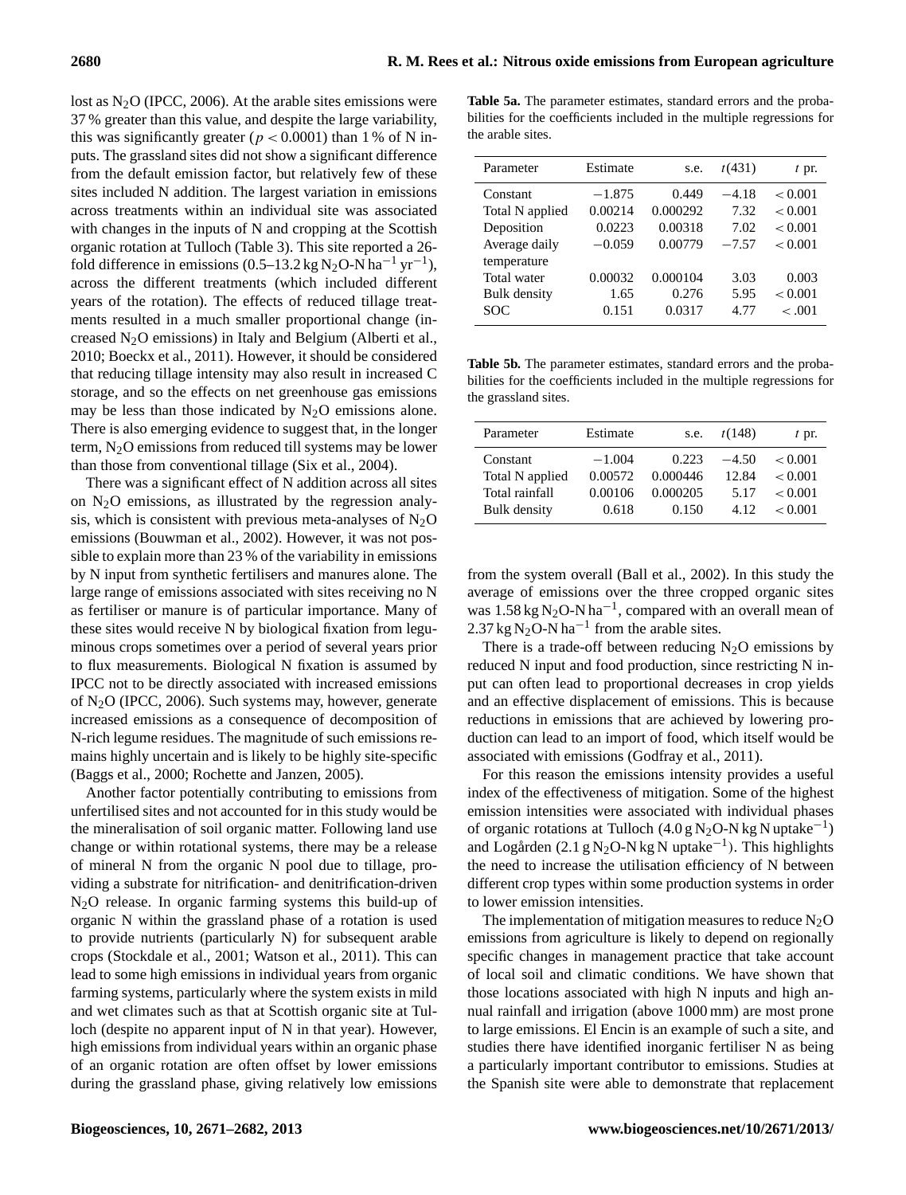lost as $N_2O$ (IPCC, 2006). At the arable sites emissions were 37 % greater than this value, and despite the large variability, this was significantly greater ($p < 0.0001$) than 1 % of N inputs. The grassland sites did not show a significant difference from the default emission factor, but relatively few of these sites included N addition. The largest variation in emissions across treatments within an individual site was associated with changes in the inputs of N and cropping at the Scottish organic rotation at Tulloch (Table 3). This site reported a 26-fold difference in emissions (0.5–13.2 kg $N_2O$-N $ha^{-1}$ $yr^{-1}$), across the different treatments (which included different years of the rotation). The effects of reduced tillage treatments resulted in a much smaller proportional change (increased $N_2O$ emissions) in Italy and Belgium (Alberti et al., 2010; Boeckx et al., 2011). However, it should be considered that reducing tillage intensity may also result in increased C storage, and so the effects on net greenhouse gas emissions may be less than those indicated by $N_2O$ emissions alone. There is also emerging evidence to suggest that, in the longer term, $N_2O$ emissions from reduced till systems may be lower than those from conventional tillage (Six et al., 2004).

There was a significant effect of N addition across all sites on $N_2O$ emissions, as illustrated by the regression analysis, which is consistent with previous meta-analyses of $N_2O$ emissions (Bouwman et al., 2002). However, it was not possible to explain more than 23 % of the variability in emissions by N input from synthetic fertilisers and manures alone. The large range of emissions associated with sites receiving no N as fertiliser or manure is of particular importance. Many of these sites would receive N by biological fixation from leguminous crops sometimes over a period of several years prior to flux measurements. Biological N fixation is assumed by IPCC not to be directly associated with increased emissions of $N_2O$ (IPCC, 2006). Such systems may, however, generate increased emissions as a consequence of decomposition of N-rich legume residues. The magnitude of such emissions remains highly uncertain and is likely to be highly site-specific (Baggs et al., 2000; Rochette and Janzen, 2005).

Another factor potentially contributing to emissions from unfertilised sites and not accounted for in this study would be the mineralisation of soil organic matter. Following land use change or within rotational systems, there may be a release of mineral N from the organic N pool due to tillage, providing a substrate for nitrification- and denitrification-driven $N_2O$ release. In organic farming systems this build-up of organic N within the grassland phase of a rotation is used to provide nutrients (particularly N) for subsequent arable crops (Stockdale et al., 2001; Watson et al., 2011). This can lead to some high emissions in individual years from organic farming systems, particularly where the system exists in mild and wet climates such as that at Scottish organic site at Tulloch (despite no apparent input of N in that year). However, high emissions from individual years within an organic phase of an organic rotation are often offset by lower emissions during the grassland phase, giving relatively low emissions

**Table 5a.** The parameter estimates, standard errors and the probabilities for the coefficients included in the multiple regressions for the arable sites.

| Parameter | Estimate | s.e. | $t(431)$ | $t$ pr. |
|---|---|---|---|---|
| Constant | −1.875 | 0.449 | −4.18 | < 0.001 |
| Total N applied | 0.00214 | 0.000292 | 7.32 | < 0.001 |
| Deposition | 0.0223 | 0.00318 | 7.02 | < 0.001 |
| Average daily temperature | −0.059 | 0.00779 | −7.57 | < 0.001 |
| Total water | 0.00032 | 0.000104 | 3.03 | 0.003 |
| Bulk density | 1.65 | 0.276 | 5.95 | < 0.001 |
| SOC | 0.151 | 0.0317 | 4.77 | < .001 |

**Table 5b.** The parameter estimates, standard errors and the probabilities for the coefficients included in the multiple regressions for the grassland sites.

| Parameter | Estimate | s.e. | $t(148)$ | $t$ pr. |
|---|---|---|---|---|
| Constant | −1.004 | 0.223 | −4.50 | < 0.001 |
| Total N applied | 0.00572 | 0.000446 | 12.84 | < 0.001 |
| Total rainfall | 0.00106 | 0.000205 | 5.17 | < 0.001 |
| Bulk density | 0.618 | 0.150 | 4.12 | < 0.001 |

from the system overall (Ball et al., 2002). In this study the average of emissions over the three cropped organic sites was 1.58 kg $N_2O$-N $ha^{-1}$, compared with an overall mean of 2.37 kg $N_2O$-N $ha^{-1}$ from the arable sites.

There is a trade-off between reducing $N_2O$ emissions by reduced N input and food production, since restricting N input can often lead to proportional decreases in crop yields and an effective displacement of emissions. This is because reductions in emissions that are achieved by lowering production can lead to an import of food, which itself would be associated with emissions (Godfray et al., 2011).

For this reason the emissions intensity provides a useful index of the effectiveness of mitigation. Some of the highest emission intensities were associated with individual phases of organic rotations at Tulloch (4.0 g $N_2O$-N kg N $uptake^{-1}$) and Logården (2.1 g $N_2O$-N kg N $uptake^{-1}$). This highlights the need to increase the utilisation efficiency of N between different crop types within some production systems in order to lower emission intensities.

The implementation of mitigation measures to reduce $N_2O$ emissions from agriculture is likely to depend on regionally specific changes in management practice that take account of local soil and climatic conditions. We have shown that those locations associated with high N inputs and high annual rainfall and irrigation (above 1000 mm) are most prone to large emissions. El Encin is an example of such a site, and studies there have identified inorganic fertiliser N as being a particularly important contributor to emissions. Studies at the Spanish site were able to demonstrate that replacement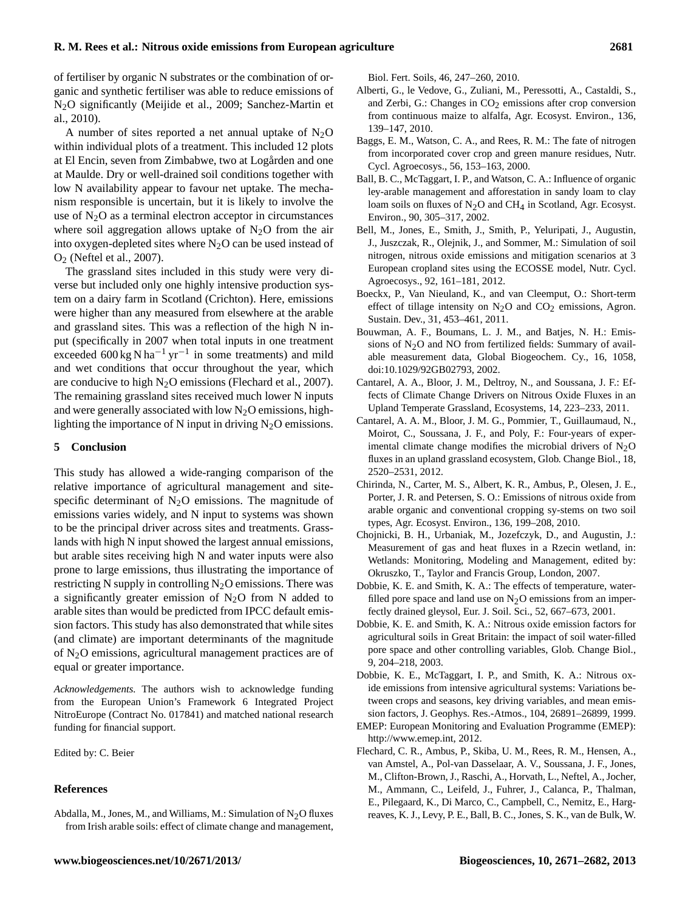of fertiliser by organic N substrates or the combination of organic and synthetic fertiliser was able to reduce emissions of $N_2O$ significantly (Meijide et al., 2009; Sanchez-Martin et al., 2010).

A number of sites reported a net annual uptake of $N_2O$ within individual plots of a treatment. This included 12 plots at El Encin, seven from Zimbabwe, two at Logården and one at Maulde. Dry or well-drained soil conditions together with low N availability appear to favour net uptake. The mechanism responsible is uncertain, but it is likely to involve the use of $N_2O$ as a terminal electron acceptor in circumstances where soil aggregation allows uptake of $N_2O$ from the air into oxygen-depleted sites where $N_2O$ can be used instead of $O_2$ (Neftel et al., 2007).

The grassland sites included in this study were very diverse but included only one highly intensive production system on a dairy farm in Scotland (Crichton). Here, emissions were higher than any measured from elsewhere at the arable and grassland sites. This was a reflection of the high N input (specifically in 2007 when total inputs in one treatment exceeded 600 kg N $ha^{-1}$ $yr^{-1}$ in some treatments) and mild and wet conditions that occur throughout the year, which are conducive to high $N_2O$ emissions (Flechard et al., 2007). The remaining grassland sites received much lower N inputs and were generally associated with low $N_2O$ emissions, highlighting the importance of N input in driving $N_2O$ emissions.

## 5 Conclusion

This study has allowed a wide-ranging comparison of the relative importance of agricultural management and site-specific determinant of $N_2O$ emissions. The magnitude of emissions varies widely, and N input to systems was shown to be the principal driver across sites and treatments. Grasslands with high N input showed the largest annual emissions, but arable sites receiving high N and water inputs were also prone to large emissions, thus illustrating the importance of restricting N supply in controlling $N_2O$ emissions. There was a significantly greater emission of $N_2O$ from N added to arable sites than would be predicted from IPCC default emission factors. This study has also demonstrated that while sites (and climate) are important determinants of the magnitude of $N_2O$ emissions, agricultural management practices are of equal or greater importance.

*Acknowledgements.* The authors wish to acknowledge funding from the European Union's Framework 6 Integrated Project NitroEurope (Contract No. 017841) and matched national research funding for financial support.

Edited by: C. Beier

## References

Abdalla, M., Jones, M., and Williams, M.: Simulation of $N_2O$ fluxes from Irish arable soils: effect of climate change and management, Biol. Fert. Soils, 46, 247–260, 2010.

Alberti, G., le Vedove, G., Zuliani, M., Peressotti, A., Castaldi, S., and Zerbi, G.: Changes in $CO_2$ emissions after crop conversion from continuous maize to alfalfa, Agr. Ecosyst. Environ., 136, 139–147, 2010.

Baggs, E. M., Watson, C. A., and Rees, R. M.: The fate of nitrogen from incorporated cover crop and green manure residues, Nutr. Cycl. Agroecosys., 56, 153–163, 2000.

Ball, B. C., McTaggart, I. P., and Watson, C. A.: Influence of organic ley-arable management and afforestation in sandy loam to clay loam soils on fluxes of $N_2O$ and $CH_4$ in Scotland, Agr. Ecosyst. Environ., 90, 305–317, 2002.

Bell, M., Jones, E., Smith, J., Smith, P., Yeluripati, J., Augustin, J., Juszczak, R., Olejnik, J., and Sommer, M.: Simulation of soil nitrogen, nitrous oxide emissions and mitigation scenarios at 3 European cropland sites using the ECOSSE model, Nutr. Cycl. Agroecosys., 92, 161–181, 2012.

Boeckx, P., Van Nieuland, K., and van Cleemput, O.: Short-term effect of tillage intensity on $N_2O$ and $CO_2$ emissions, Agron. Sustain. Dev., 31, 453–461, 2011.

Bouwman, A. F., Boumans, L. J. M., and Batjes, N. H.: Emissions of $N_2O$ and NO from fertilized fields: Summary of available measurement data, Global Biogeochem. Cy., 16, 1058, doi:10.1029/92GB02793, 2002.

Cantarel, A. A., Bloor, J. M., Deltroy, N., and Soussana, J. F.: Effects of Climate Change Drivers on Nitrous Oxide Fluxes in an Upland Temperate Grassland, Ecosystems, 14, 223–233, 2011.

Cantarel, A. A. M., Bloor, J. M. G., Pommier, T., Guillaumaud, N., Moirot, C., Soussana, J. F., and Poly, F.: Four-years of experimental climate change modifies the microbial drivers of $N_2O$ fluxes in an upland grassland ecosystem, Glob. Change Biol., 18, 2520–2531, 2012.

Chirinda, N., Carter, M. S., Albert, K. R., Ambus, P., Olesen, J. E., Porter, J. R. and Petersen, S. O.: Emissions of nitrous oxide from arable organic and conventional cropping sy-stems on two soil types, Agr. Ecosyst. Environ., 136, 199–208, 2010.

Chojnicki, B. H., Urbaniak, M., Jozefczyk, D., and Augustin, J.: Measurement of gas and heat fluxes in a Rzecin wetland, in: Wetlands: Monitoring, Modeling and Management, edited by: Okruszko, T., Taylor and Francis Group, London, 2007.

Dobbie, K. E. and Smith, K. A.: The effects of temperature, water-filled pore space and land use on $N_2O$ emissions from an imperfectly drained gleysol, Eur. J. Soil. Sci., 52, 667–673, 2001.

Dobbie, K. E. and Smith, K. A.: Nitrous oxide emission factors for agricultural soils in Great Britain: the impact of soil water-filled pore space and other controlling variables, Glob. Change Biol., 9, 204–218, 2003.

Dobbie, K. E., McTaggart, I. P., and Smith, K. A.: Nitrous oxide emissions from intensive agricultural systems: Variations between crops and seasons, key driving variables, and mean emission factors, J. Geophys. Res.-Atmos., 104, 26891–26899, 1999.

EMEP: European Monitoring and Evaluation Programme (EMEP): http://www.emep.int, 2012.

Flechard, C. R., Ambus, P., Skiba, U. M., Rees, R. M., Hensen, A., van Amstel, A., Pol-van Dasselaar, A. V., Soussana, J. F., Jones, M., Clifton-Brown, J., Raschi, A., Horvath, L., Neftel, A., Jocher, M., Ammann, C., Leifeld, J., Fuhrer, J., Calanca, P., Thalman, E., Pilegaard, K., Di Marco, C., Campbell, C., Nemitz, E., Hargreaves, K. J., Levy, P. E., Ball, B. C., Jones, S. K., van de Bulk, W.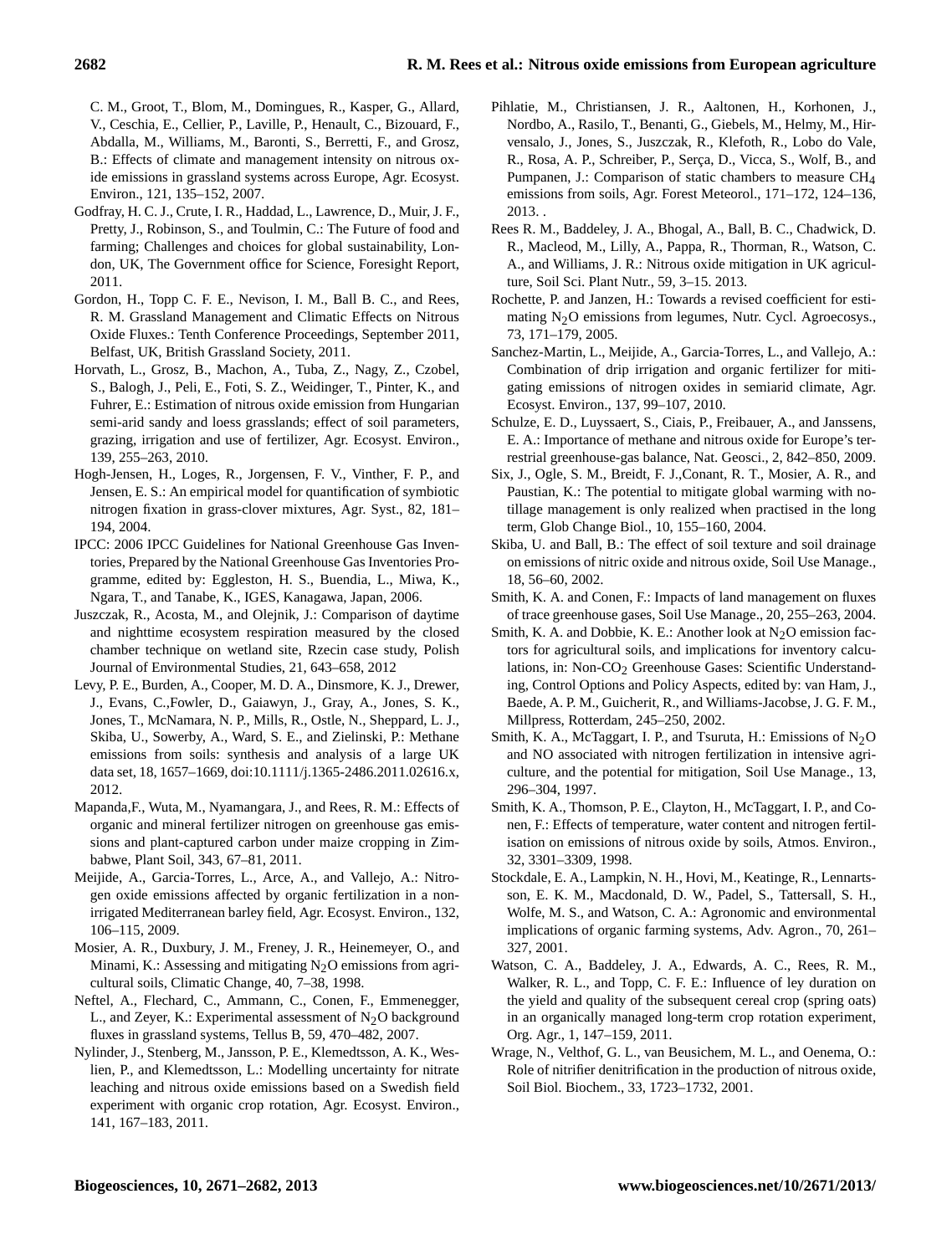C. M., Groot, T., Blom, M., Domingues, R., Kasper, G., Allard, V., Ceschia, E., Cellier, P., Laville, P., Henault, C., Bizouard, F., Abdalla, M., Williams, M., Baronti, S., Berretti, F., and Grosz, B.: Effects of climate and management intensity on nitrous oxide emissions in grassland systems across Europe, Agr. Ecosyst. Environ., 121, 135–152, 2007.

Godfray, H. C. J., Crute, I. R., Haddad, L., Lawrence, D., Muir, J. F., Pretty, J., Robinson, S., and Toulmin, C.: The Future of food and farming; Challenges and choices for global sustainability, London, UK, The Government office for Science, Foresight Report, 2011.

Gordon, H., Topp C. F. E., Nevison, I. M., Ball B. C., and Rees, R. M. Grassland Management and Climatic Effects on Nitrous Oxide Fluxes.: Tenth Conference Proceedings, September 2011, Belfast, UK, British Grassland Society, 2011.

Horvath, L., Grosz, B., Machon, A., Tuba, Z., Nagy, Z., Czobel, S., Balogh, J., Peli, E., Foti, S. Z., Weidinger, T., Pinter, K., and Fuhrer, E.: Estimation of nitrous oxide emission from Hungarian semi-arid sandy and loess grasslands; effect of soil parameters, grazing, irrigation and use of fertilizer, Agr. Ecosyst. Environ., 139, 255–263, 2010.

Hogh-Jensen, H., Loges, R., Jorgensen, F. V., Vinther, F. P., and Jensen, E. S.: An empirical model for quantification of symbiotic nitrogen fixation in grass-clover mixtures, Agr. Syst., 82, 181–194, 2004.

IPCC: 2006 IPCC Guidelines for National Greenhouse Gas Inventories, Prepared by the National Greenhouse Gas Inventories Programme, edited by: Eggleston, H. S., Buendia, L., Miwa, K., Ngara, T., and Tanabe, K., IGES, Kanagawa, Japan, 2006.

Juszczak, R., Acosta, M., and Olejnik, J.: Comparison of daytime and nighttime ecosystem respiration measured by the closed chamber technique on wetland site, Rzecin case study, Polish Journal of Environmental Studies, 21, 643–658, 2012

Levy, P. E., Burden, A., Cooper, M. D. A., Dinsmore, K. J., Drewer, J., Evans, C.,Fowler, D., Gaiawyn, J., Gray, A., Jones, S. K., Jones, T., McNamara, N. P., Mills, R., Ostle, N., Sheppard, L. J., Skiba, U., Sowerby, A., Ward, S. E., and Zielinski, P.: Methane emissions from soils: synthesis and analysis of a large UK data set, 18, 1657–1669, doi:10.1111/j.1365-2486.2011.02616.x, 2012.

Mapanda,F., Wuta, M., Nyamangara, J., and Rees, R. M.: Effects of organic and mineral fertilizer nitrogen on greenhouse gas emissions and plant-captured carbon under maize cropping in Zimbabwe, Plant Soil, 343, 67–81, 2011.

Meijide, A., Garcia-Torres, L., Arce, A., and Vallejo, A.: Nitrogen oxide emissions affected by organic fertilization in a non-irrigated Mediterranean barley field, Agr. Ecosyst. Environ., 132, 106–115, 2009.

Mosier, A. R., Duxbury, J. M., Freney, J. R., Heinemeyer, O., and Minami, K.: Assessing and mitigating $N_2O$ emissions from agricultural soils, Climatic Change, 40, 7–38, 1998.

Neftel, A., Flechard, C., Ammann, C., Conen, F., Emmenegger, L., and Zeyer, K.: Experimental assessment of $N_2O$ background fluxes in grassland systems, Tellus B, 59, 470–482, 2007.

Nylinder, J., Stenberg, M., Jansson, P. E., Klemedtsson, A. K., Weslien, P., and Klemedtsson, L.: Modelling uncertainty for nitrate leaching and nitrous oxide emissions based on a Swedish field experiment with organic crop rotation, Agr. Ecosyst. Environ., 141, 167–183, 2011.

Pihlatie, M., Christiansen, J. R., Aaltonen, H., Korhonen, J., Nordbo, A., Rasilo, T., Benanti, G., Giebels, M., Helmy, M., Hirvensalo, J., Jones, S., Juszczak, R., Klefoth, R., Lobo do Vale, R., Rosa, A. P., Schreiber, P., Serça, D., Vicca, S., Wolf, B., and Pumpanen, J.: Comparison of static chambers to measure $CH_4$ emissions from soils, Agr. Forest Meteorol., 171–172, 124–136, 2013. .

Rees R. M., Baddeley, J. A., Bhogal, A., Ball, B. C., Chadwick, D. R., Macleod, M., Lilly, A., Pappa, R., Thorman, R., Watson, C. A., and Williams, J. R.: Nitrous oxide mitigation in UK agriculture, Soil Sci. Plant Nutr., 59, 3–15. 2013.

Rochette, P. and Janzen, H.: Towards a revised coefficient for estimating $N_2O$ emissions from legumes, Nutr. Cycl. Agroecosys., 73, 171–179, 2005.

Sanchez-Martin, L., Meijide, A., Garcia-Torres, L., and Vallejo, A.: Combination of drip irrigation and organic fertilizer for mitigating emissions of nitrogen oxides in semiarid climate, Agr. Ecosyst. Environ., 137, 99–107, 2010.

Schulze, E. D., Luyssaert, S., Ciais, P., Freibauer, A., and Janssens, E. A.: Importance of methane and nitrous oxide for Europe's terrestrial greenhouse-gas balance, Nat. Geosci., 2, 842–850, 2009.

Six, J., Ogle, S. M., Breidt, F. J.,Conant, R. T., Mosier, A. R., and Paustian, K.: The potential to mitigate global warming with no-tillage management is only realized when practised in the long term, Glob Change Biol., 10, 155–160, 2004.

Skiba, U. and Ball, B.: The effect of soil texture and soil drainage on emissions of nitric oxide and nitrous oxide, Soil Use Manage., 18, 56–60, 2002.

Smith, K. A. and Conen, F.: Impacts of land management on fluxes of trace greenhouse gases, Soil Use Manage., 20, 255–263, 2004.

Smith, K. A. and Dobbie, K. E.: Another look at $N_2O$ emission factors for agricultural soils, and implications for inventory calculations, in: Non-$CO_2$ Greenhouse Gases: Scientific Understanding, Control Options and Policy Aspects, edited by: van Ham, J., Baede, A. P. M., Guicherit, R., and Williams-Jacobse, J. G. F. M., Millpress, Rotterdam, 245–250, 2002.

Smith, K. A., McTaggart, I. P., and Tsuruta, H.: Emissions of $N_2O$ and NO associated with nitrogen fertilization in intensive agriculture, and the potential for mitigation, Soil Use Manage., 13, 296–304, 1997.

Smith, K. A., Thomson, P. E., Clayton, H., McTaggart, I. P., and Conen, F.: Effects of temperature, water content and nitrogen fertilisation on emissions of nitrous oxide by soils, Atmos. Environ., 32, 3301–3309, 1998.

Stockdale, E. A., Lampkin, N. H., Hovi, M., Keatinge, R., Lennartsson, E. K. M., Macdonald, D. W., Padel, S., Tattersall, S. H., Wolfe, M. S., and Watson, C. A.: Agronomic and environmental implications of organic farming systems, Adv. Agron., 70, 261–327, 2001.

Watson, C. A., Baddeley, J. A., Edwards, A. C., Rees, R. M., Walker, R. L., and Topp, C. F. E.: Influence of ley duration on the yield and quality of the subsequent cereal crop (spring oats) in an organically managed long-term crop rotation experiment, Org. Agr., 1, 147–159, 2011.

Wrage, N., Velthof, G. L., van Beusichem, M. L., and Oenema, O.: Role of nitrifier denitrification in the production of nitrous oxide, Soil Biol. Biochem., 33, 1723–1732, 2001.